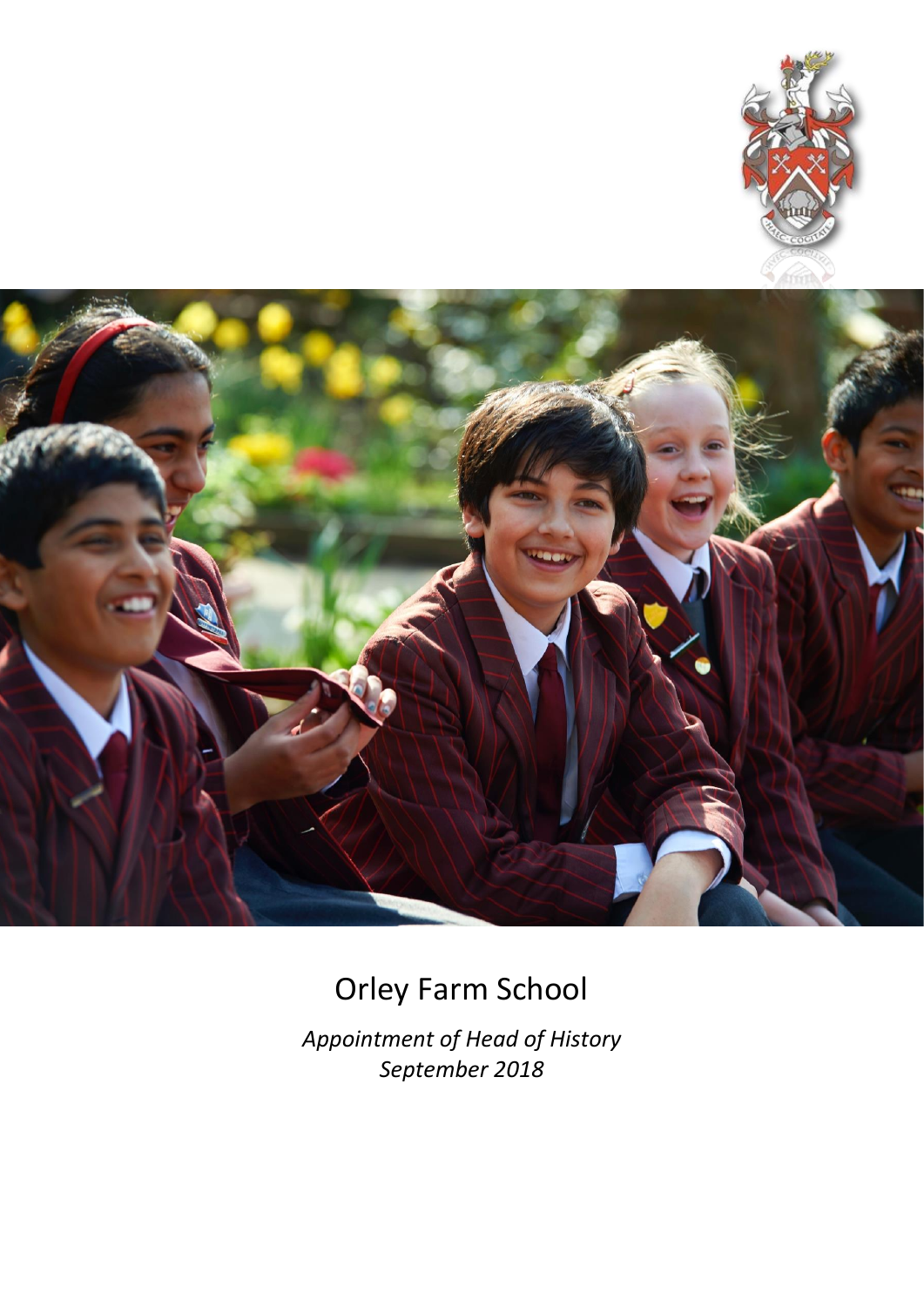# Orley Farm School

*Appointment of Head of History*
*September 2018*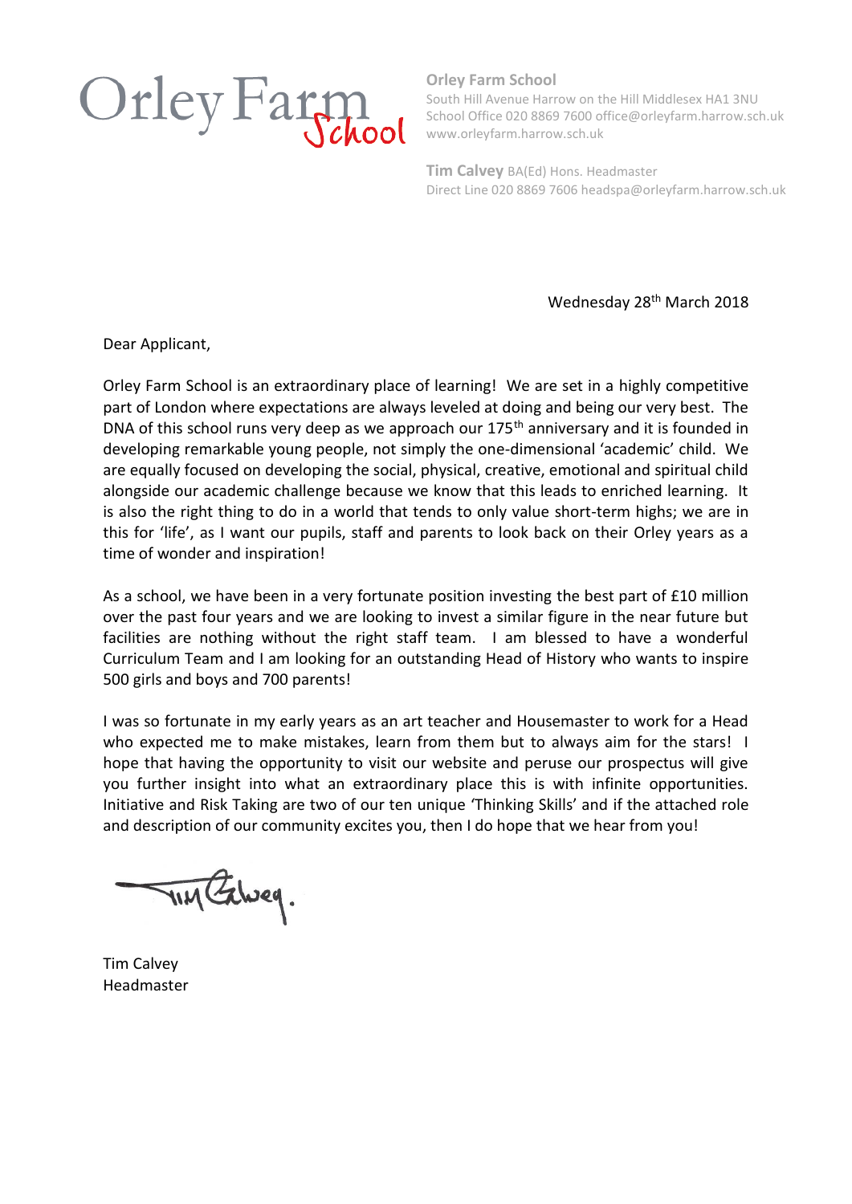Orley Farm School

**Orley Farm School**
South Hill Avenue Harrow on the Hill Middlesex HA1 3NU
School Office 020 8869 7600 office@orleyfarm.harrow.sch.uk
www.orleyfarm.harrow.sch.uk

**Tim Calvey** BA(Ed) Hons. Headmaster
Direct Line 020 8869 7606 headspa@orleyfarm.harrow.sch.uk

Wednesday 28th March 2018

Dear Applicant,

Orley Farm School is an extraordinary place of learning! We are set in a highly competitive part of London where expectations are always leveled at doing and being our very best. The DNA of this school runs very deep as we approach our 175th anniversary and it is founded in developing remarkable young people, not simply the one-dimensional 'academic' child. We are equally focused on developing the social, physical, creative, emotional and spiritual child alongside our academic challenge because we know that this leads to enriched learning. It is also the right thing to do in a world that tends to only value short-term highs; we are in this for 'life', as I want our pupils, staff and parents to look back on their Orley years as a time of wonder and inspiration!

As a school, we have been in a very fortunate position investing the best part of £10 million over the past four years and we are looking to invest a similar figure in the near future but facilities are nothing without the right staff team. I am blessed to have a wonderful Curriculum Team and I am looking for an outstanding Head of History who wants to inspire 500 girls and boys and 700 parents!

I was so fortunate in my early years as an art teacher and Housemaster to work for a Head who expected me to make mistakes, learn from them but to always aim for the stars! I hope that having the opportunity to visit our website and peruse our prospectus will give you further insight into what an extraordinary place this is with infinite opportunities. Initiative and Risk Taking are two of our ten unique 'Thinking Skills' and if the attached role and description of our community excites you, then I do hope that we hear from you!

Tim Calvey

Tim Calvey
Headmaster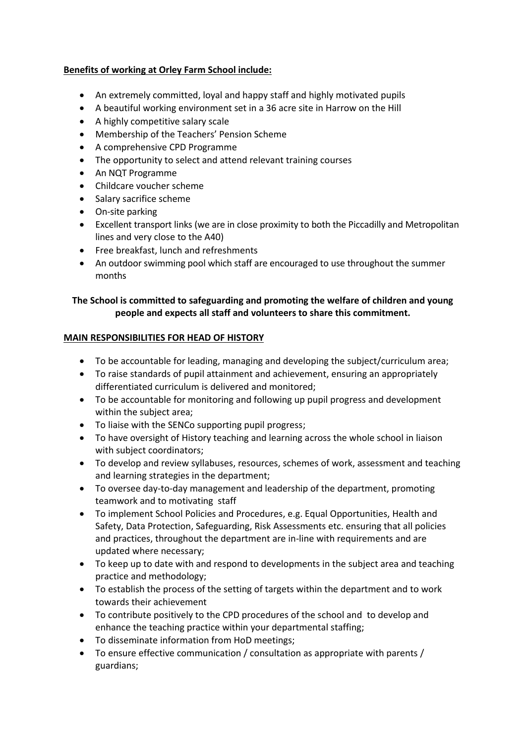**Benefits of working at Orley Farm School include:**

- An extremely committed, loyal and happy staff and highly motivated pupils
- A beautiful working environment set in a 36 acre site in Harrow on the Hill
- A highly competitive salary scale
- Membership of the Teachers' Pension Scheme
- A comprehensive CPD Programme
- The opportunity to select and attend relevant training courses
- An NQT Programme
- Childcare voucher scheme
- Salary sacrifice scheme
- On-site parking
- Excellent transport links (we are in close proximity to both the Piccadilly and Metropolitan lines and very close to the A40)
- Free breakfast, lunch and refreshments
- An outdoor swimming pool which staff are encouraged to use throughout the summer months

**The School is committed to safeguarding and promoting the welfare of children and young people and expects all staff and volunteers to share this commitment.**

**MAIN RESPONSIBILITIES FOR HEAD OF HISTORY**

- To be accountable for leading, managing and developing the subject/curriculum area;
- To raise standards of pupil attainment and achievement, ensuring an appropriately differentiated curriculum is delivered and monitored;
- To be accountable for monitoring and following up pupil progress and development within the subject area;
- To liaise with the SENCo supporting pupil progress;
- To have oversight of History teaching and learning across the whole school in liaison with subject coordinators;
- To develop and review syllabuses, resources, schemes of work, assessment and teaching and learning strategies in the department;
- To oversee day-to-day management and leadership of the department, promoting teamwork and to motivating staff
- To implement School Policies and Procedures, e.g. Equal Opportunities, Health and Safety, Data Protection, Safeguarding, Risk Assessments etc. ensuring that all policies and practices, throughout the department are in-line with requirements and are updated where necessary;
- To keep up to date with and respond to developments in the subject area and teaching practice and methodology;
- To establish the process of the setting of targets within the department and to work towards their achievement
- To contribute positively to the CPD procedures of the school and to develop and enhance the teaching practice within your departmental staffing;
- To disseminate information from HoD meetings;
- To ensure effective communication / consultation as appropriate with parents / guardians;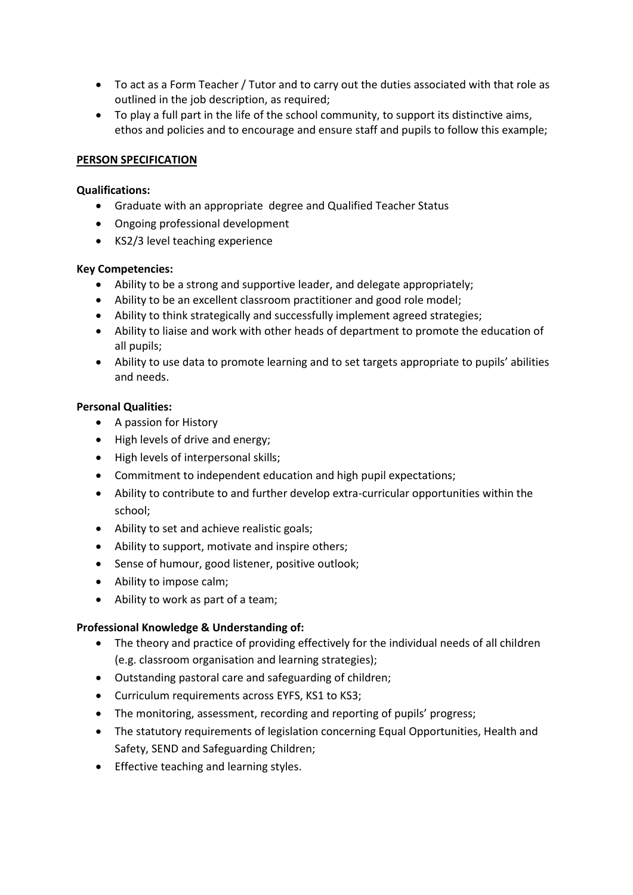- To act as a Form Teacher / Tutor and to carry out the duties associated with that role as outlined in the job description, as required;
- To play a full part in the life of the school community, to support its distinctive aims, ethos and policies and to encourage and ensure staff and pupils to follow this example;

## PERSON SPECIFICATION

**Qualifications:**

- Graduate with an appropriate degree and Qualified Teacher Status
- Ongoing professional development
- KS2/3 level teaching experience

**Key Competencies:**

- Ability to be a strong and supportive leader, and delegate appropriately;
- Ability to be an excellent classroom practitioner and good role model;
- Ability to think strategically and successfully implement agreed strategies;
- Ability to liaise and work with other heads of department to promote the education of all pupils;
- Ability to use data to promote learning and to set targets appropriate to pupils' abilities and needs.

**Personal Qualities:**

- A passion for History
- High levels of drive and energy;
- High levels of interpersonal skills;
- Commitment to independent education and high pupil expectations;
- Ability to contribute to and further develop extra-curricular opportunities within the school;
- Ability to set and achieve realistic goals;
- Ability to support, motivate and inspire others;
- Sense of humour, good listener, positive outlook;
- Ability to impose calm;
- Ability to work as part of a team;

**Professional Knowledge & Understanding of:**

- The theory and practice of providing effectively for the individual needs of all children (e.g. classroom organisation and learning strategies);
- Outstanding pastoral care and safeguarding of children;
- Curriculum requirements across EYFS, KS1 to KS3;
- The monitoring, assessment, recording and reporting of pupils' progress;
- The statutory requirements of legislation concerning Equal Opportunities, Health and Safety, SEND and Safeguarding Children;
- Effective teaching and learning styles.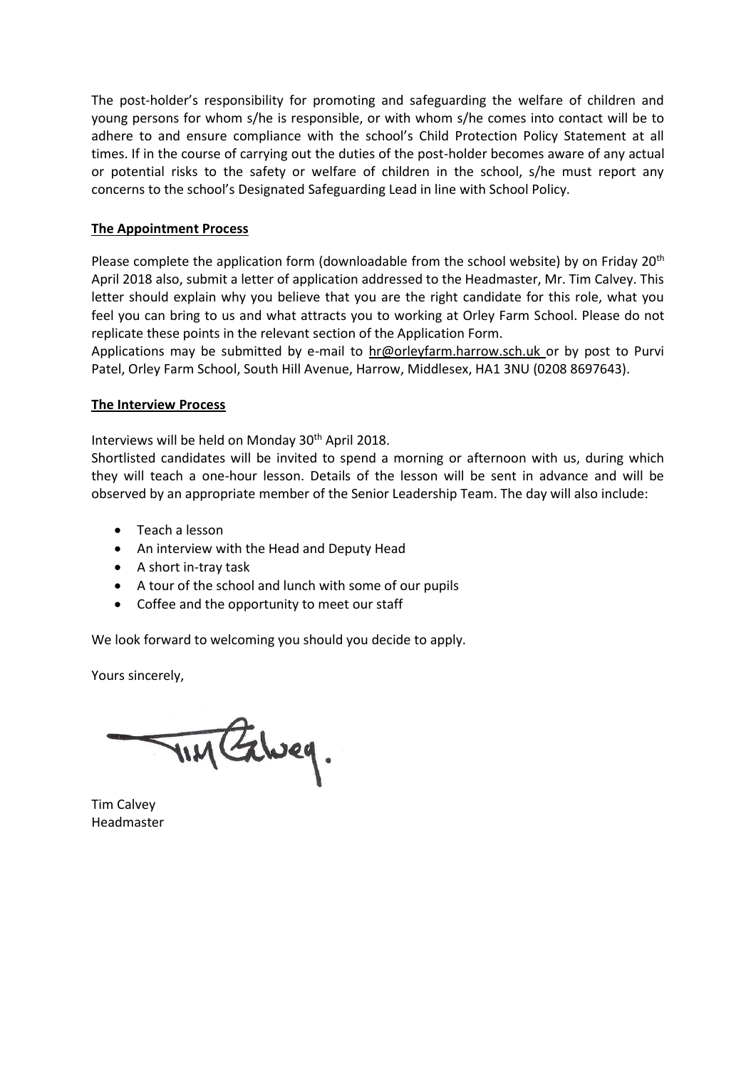The post-holder's responsibility for promoting and safeguarding the welfare of children and young persons for whom s/he is responsible, or with whom s/he comes into contact will be to adhere to and ensure compliance with the school's Child Protection Policy Statement at all times. If in the course of carrying out the duties of the post-holder becomes aware of any actual or potential risks to the safety or welfare of children in the school, s/he must report any concerns to the school's Designated Safeguarding Lead in line with School Policy.

**The Appointment Process**

Please complete the application form (downloadable from the school website) by on Friday 20th April 2018 also, submit a letter of application addressed to the Headmaster, Mr. Tim Calvey. This letter should explain why you believe that you are the right candidate for this role, what you feel you can bring to us and what attracts you to working at Orley Farm School. Please do not replicate these points in the relevant section of the Application Form.

Applications may be submitted by e-mail to hr@orleyfarm.harrow.sch.uk or by post to Purvi Patel, Orley Farm School, South Hill Avenue, Harrow, Middlesex, HA1 3NU (0208 8697643).

**The Interview Process**

Interviews will be held on Monday 30th April 2018.

Shortlisted candidates will be invited to spend a morning or afternoon with us, during which they will teach a one-hour lesson. Details of the lesson will be sent in advance and will be observed by an appropriate member of the Senior Leadership Team. The day will also include:

- Teach a lesson
- An interview with the Head and Deputy Head
- A short in-tray task
- A tour of the school and lunch with some of our pupils
- Coffee and the opportunity to meet our staff

We look forward to welcoming you should you decide to apply.

Yours sincerely,

Tim Calvey

Headmaster